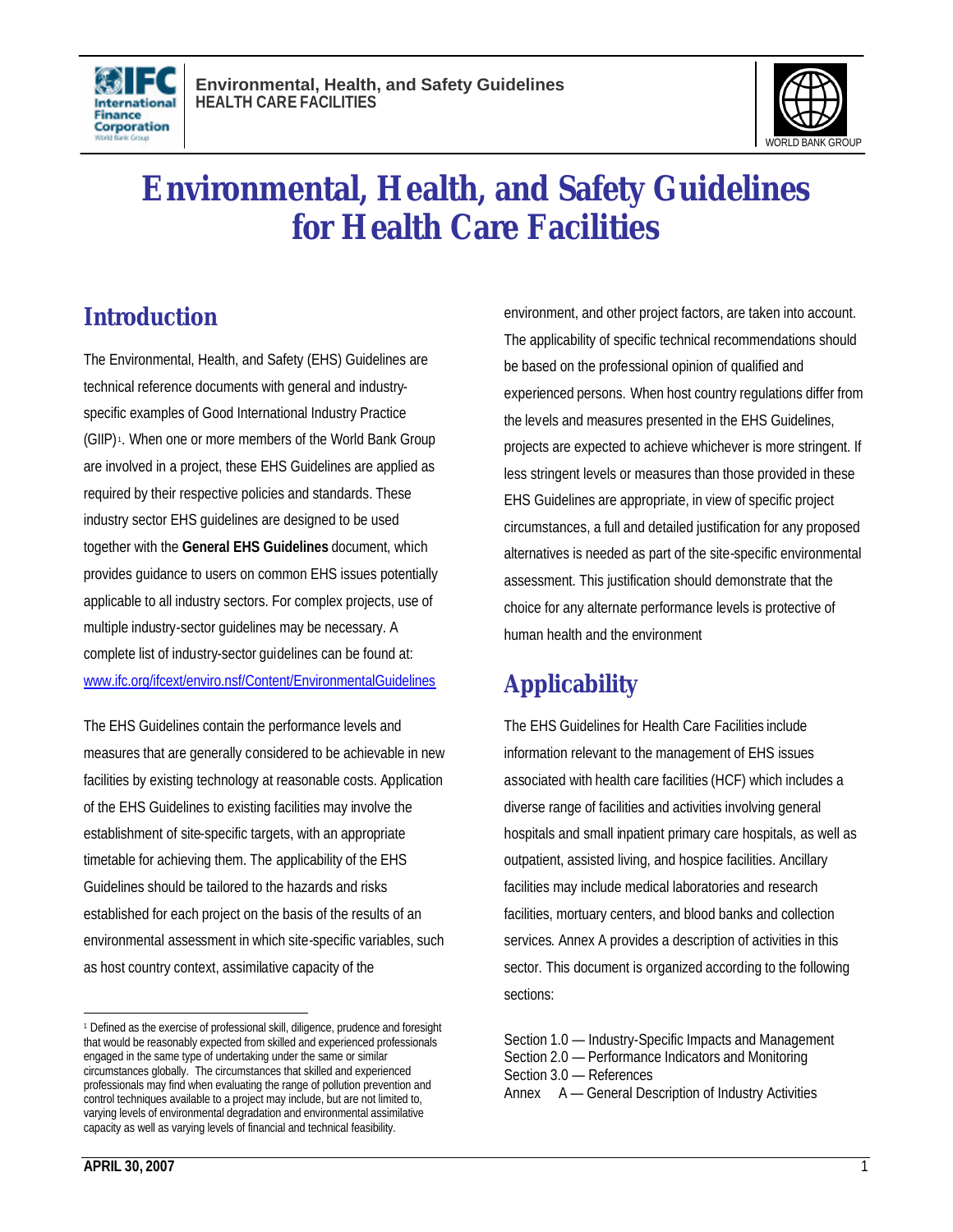# Environmental, Health, and Safety Guidelines for Health Care Facilities

## Introduction

The Environmental, Health, and Safety (EHS) Guidelines are technical reference documents with general and industry-specific examples of Good International Industry Practice (GIIP)[1]. When one or more members of the World Bank Group are involved in a project, these EHS Guidelines are applied as required by their respective policies and standards. These industry sector EHS guidelines are designed to be used together with the **General EHS Guidelines** document, which provides guidance to users on common EHS issues potentially applicable to all industry sectors. For complex projects, use of multiple industry-sector guidelines may be necessary. A complete list of industry-sector guidelines can be found at: www.ifc.org/ifcext/enviro.nsf/Content/EnvironmentalGuidelines

The EHS Guidelines contain the performance levels and measures that are generally considered to be achievable in new facilities by existing technology at reasonable costs. Application of the EHS Guidelines to existing facilities may involve the establishment of site-specific targets, with an appropriate timetable for achieving them. The applicability of the EHS Guidelines should be tailored to the hazards and risks established for each project on the basis of the results of an environmental assessment in which site-specific variables, such as host country context, assimilative capacity of the environment, and other project factors, are taken into account. The applicability of specific technical recommendations should be based on the professional opinion of qualified and experienced persons. When host country regulations differ from the levels and measures presented in the EHS Guidelines, projects are expected to achieve whichever is more stringent. If less stringent levels or measures than those provided in these EHS Guidelines are appropriate, in view of specific project circumstances, a full and detailed justification for any proposed alternatives is needed as part of the site-specific environmental assessment. This justification should demonstrate that the choice for any alternate performance levels is protective of human health and the environment

## Applicability

The EHS Guidelines for Health Care Facilities include information relevant to the management of EHS issues associated with health care facilities (HCF) which includes a diverse range of facilities and activities involving general hospitals and small inpatient primary care hospitals, as well as outpatient, assisted living, and hospice facilities. Ancillary facilities may include medical laboratories and research facilities, mortuary centers, and blood banks and collection services. Annex A provides a description of activities in this sector. This document is organized according to the following sections:

Section 1.0 — Industry-Specific Impacts and Management
Section 2.0 — Performance Indicators and Monitoring
Section 3.0 — References
Annex A — General Description of Industry Activities

[1] Defined as the exercise of professional skill, diligence, prudence and foresight that would be reasonably expected from skilled and experienced professionals engaged in the same type of undertaking under the same or similar circumstances globally. The circumstances that skilled and experienced professionals may find when evaluating the range of pollution prevention and control techniques available to a project may include, but are not limited to, varying levels of environmental degradation and environmental assimilative capacity as well as varying levels of financial and technical feasibility.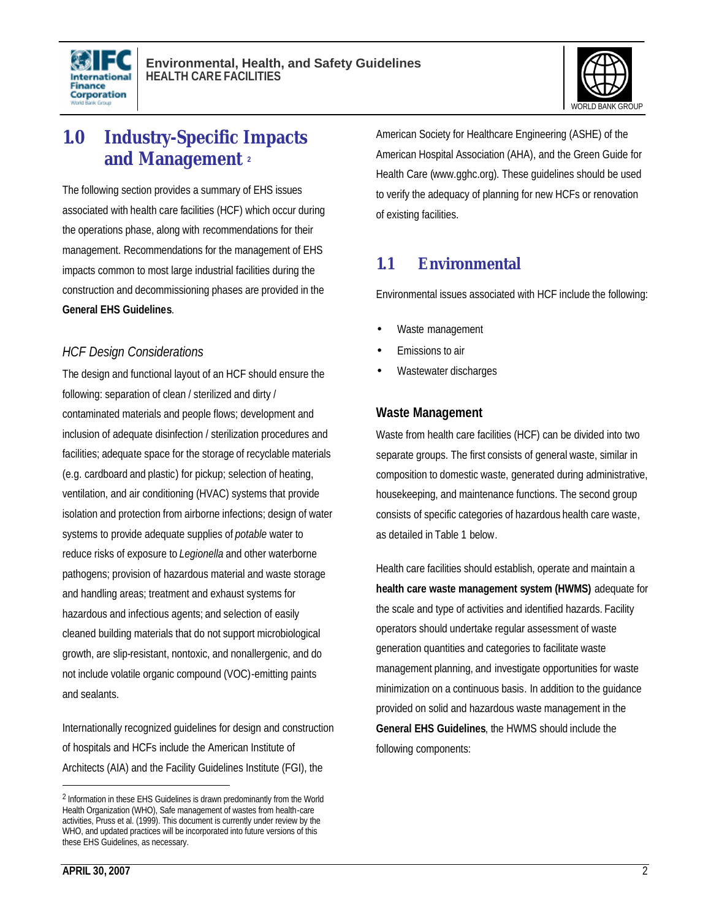# 1.0 Industry-Specific Impacts and Management [2]

The following section provides a summary of EHS issues associated with health care facilities (HCF) which occur during the operations phase, along with recommendations for their management. Recommendations for the management of EHS impacts common to most large industrial facilities during the construction and decommissioning phases are provided in the **General EHS Guidelines**.

### *HCF Design Considerations*

The design and functional layout of an HCF should ensure the following: separation of clean / sterilized and dirty / contaminated materials and people flows; development and inclusion of adequate disinfection / sterilization procedures and facilities; adequate space for the storage of recyclable materials (e.g. cardboard and plastic) for pickup; selection of heating, ventilation, and air conditioning (HVAC) systems that provide isolation and protection from airborne infections; design of water systems to provide adequate supplies of *potable* water to reduce risks of exposure to *Legionella* and other waterborne pathogens; provision of hazardous material and waste storage and handling areas; treatment and exhaust systems for hazardous and infectious agents; and selection of easily cleaned building materials that do not support microbiological growth, are slip-resistant, nontoxic, and nonallergenic, and do not include volatile organic compound (VOC)-emitting paints and sealants.

Internationally recognized guidelines for design and construction of hospitals and HCFs include the American Institute of Architects (AIA) and the Facility Guidelines Institute (FGI), the American Society for Healthcare Engineering (ASHE) of the American Hospital Association (AHA), and the Green Guide for Health Care (www.gghc.org). These guidelines should be used to verify the adequacy of planning for new HCFs or renovation of existing facilities.

## 1.1 Environmental

Environmental issues associated with HCF include the following:

- Waste management
- Emissions to air
- Wastewater discharges

### Waste Management

Waste from health care facilities (HCF) can be divided into two separate groups. The first consists of general waste, similar in composition to domestic waste, generated during administrative, housekeeping, and maintenance functions. The second group consists of specific categories of hazardous health care waste, as detailed in Table 1 below.

Health care facilities should establish, operate and maintain a **health care waste management system (HWMS)** adequate for the scale and type of activities and identified hazards. Facility operators should undertake regular assessment of waste generation quantities and categories to facilitate waste management planning, and investigate opportunities for waste minimization on a continuous basis. In addition to the guidance provided on solid and hazardous waste management in the **General EHS Guidelines**, the HWMS should include the following components:

---

[2] Information in these EHS Guidelines is drawn predominantly from the World Health Organization (WHO), Safe management of wastes from health-care activities, Pruss et al. (1999). This document is currently under review by the WHO, and updated practices will be incorporated into future versions of this these EHS Guidelines, as necessary.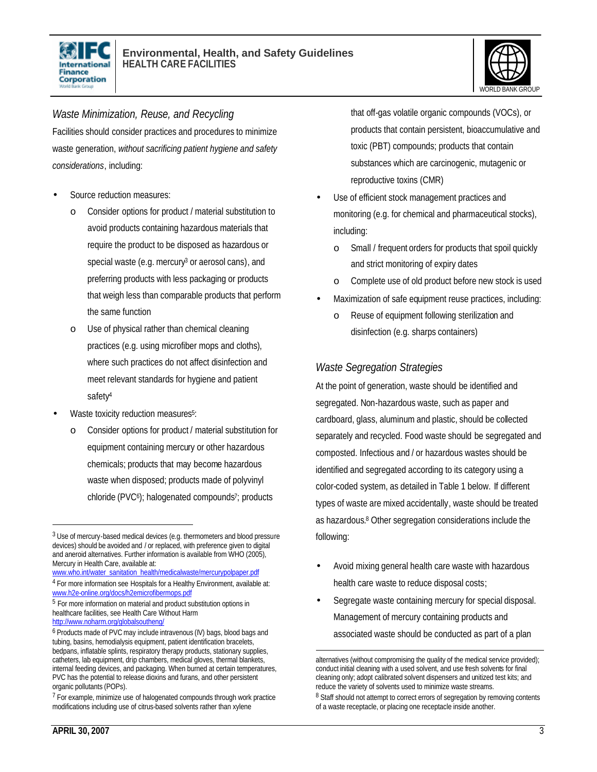### *Waste Minimization, Reuse, and Recycling*

Facilities should consider practices and procedures to minimize waste generation, *without sacrificing patient hygiene and safety considerations*, including:

- Source reduction measures:
  - Consider options for product / material substitution to avoid products containing hazardous materials that require the product to be disposed as hazardous or special waste (e.g. mercury[3] or aerosol cans), and preferring products with less packaging or products that weigh less than comparable products that perform the same function
  - Use of physical rather than chemical cleaning practices (e.g. using microfiber mops and cloths), where such practices do not affect disinfection and meet relevant standards for hygiene and patient safety[4]
- Waste toxicity reduction measures[5]:
  - Consider options for product / material substitution for equipment containing mercury or other hazardous chemicals; products that may become hazardous waste when disposed; products made of polyvinyl chloride (PVC[6]); halogenated compounds[7]; products that off-gas volatile organic compounds (VOCs), or products that contain persistent, bioaccumulative and toxic (PBT) compounds; products that contain substances which are carcinogenic, mutagenic or reproductive toxins (CMR)
- Use of efficient stock management practices and monitoring (e.g. for chemical and pharmaceutical stocks), including:
  - Small / frequent orders for products that spoil quickly and strict monitoring of expiry dates
  - Complete use of old product before new stock is used
- Maximization of safe equipment reuse practices, including:
  - Reuse of equipment following sterilization and disinfection (e.g. sharps containers)

### *Waste Segregation Strategies*

At the point of generation, waste should be identified and segregated. Non-hazardous waste, such as paper and cardboard, glass, aluminum and plastic, should be collected separately and recycled. Food waste should be segregated and composted. Infectious and / or hazardous wastes should be identified and segregated according to its category using a color-coded system, as detailed in Table 1 below. If different types of waste are mixed accidentally, waste should be treated as hazardous.[8] Other segregation considerations include the following:

- Avoid mixing general health care waste with hazardous health care waste to reduce disposal costs;
- Segregate waste containing mercury for special disposal. Management of mercury containing products and associated waste should be conducted as part of a plan

---

[3] Use of mercury-based medical devices (e.g. thermometers and blood pressure devices) should be avoided and / or replaced, with preference given to digital and aneroid alternatives. Further information is available from WHO (2005), Mercury in Health Care, available at: www.who.int/water_sanitation_health/medicalwaste/mercurypolpaper.pdf

[4] For more information see Hospitals for a Healthy Environment, available at: www.h2e-online.org/docs/h2emicrofibermops.pdf

[5] For more information on material and product substitution options in healthcare facilities, see Health Care Without Harm http://www.noharm.org/globalsoutheng/

[6] Products made of PVC may include intravenous (IV) bags, blood bags and tubing, basins, hemodialysis equipment, patient identification bracelets, bedpans, inflatable splints, respiratory therapy products, stationary supplies, catheters, lab equipment, drip chambers, medical gloves, thermal blankets, internal feeding devices, and packaging. When burned at certain temperatures, PVC has the potential to release dioxins and furans, and other persistent organic pollutants (POPs).

[7] For example, minimize use of halogenated compounds through work practice modifications including use of citrus-based solvents rather than xylene alternatives (without compromising the quality of the medical service provided); conduct initial cleaning with a used solvent, and use fresh solvents for final cleaning only; adopt calibrated solvent dispensers and unitized test kits; and reduce the variety of solvents used to minimize waste streams.

[8] Staff should not attempt to correct errors of segregation by removing contents of a waste receptacle, or placing one receptacle inside another.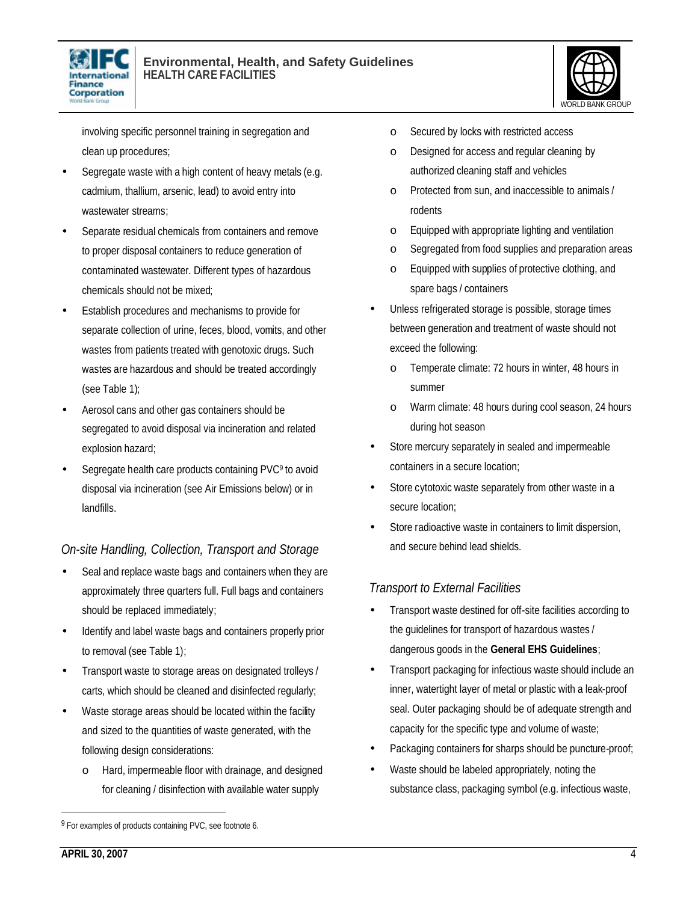involving specific personnel training in segregation and clean up procedures;

- Segregate waste with a high content of heavy metals (e.g. cadmium, thallium, arsenic, lead) to avoid entry into wastewater streams;
- Separate residual chemicals from containers and remove to proper disposal containers to reduce generation of contaminated wastewater. Different types of hazardous chemicals should not be mixed;
- Establish procedures and mechanisms to provide for separate collection of urine, feces, blood, vomits, and other wastes from patients treated with genotoxic drugs. Such wastes are hazardous and should be treated accordingly (see Table 1);
- Aerosol cans and other gas containers should be segregated to avoid disposal via incineration and related explosion hazard;
- Segregate health care products containing PVC[9] to avoid disposal via incineration (see Air Emissions below) or in landfills.

*On-site Handling, Collection, Transport and Storage*

- Seal and replace waste bags and containers when they are approximately three quarters full. Full bags and containers should be replaced immediately;
- Identify and label waste bags and containers properly prior to removal (see Table 1);
- Transport waste to storage areas on designated trolleys / carts, which should be cleaned and disinfected regularly;
- Waste storage areas should be located within the facility and sized to the quantities of waste generated, with the following design considerations:
    - Hard, impermeable floor with drainage, and designed for cleaning / disinfection with available water supply
    - Secured by locks with restricted access
    - Designed for access and regular cleaning by authorized cleaning staff and vehicles
    - Protected from sun, and inaccessible to animals / rodents
    - Equipped with appropriate lighting and ventilation
    - Segregated from food supplies and preparation areas
    - Equipped with supplies of protective clothing, and spare bags / containers
- Unless refrigerated storage is possible, storage times between generation and treatment of waste should not exceed the following:
    - Temperate climate: 72 hours in winter, 48 hours in summer
    - Warm climate: 48 hours during cool season, 24 hours during hot season
- Store mercury separately in sealed and impermeable containers in a secure location;
- Store cytotoxic waste separately from other waste in a secure location;
- Store radioactive waste in containers to limit dispersion, and secure behind lead shields.

*Transport to External Facilities*

- Transport waste destined for off-site facilities according to the guidelines for transport of hazardous wastes / dangerous goods in the **General EHS Guidelines**;
- Transport packaging for infectious waste should include an inner, watertight layer of metal or plastic with a leak-proof seal. Outer packaging should be of adequate strength and capacity for the specific type and volume of waste;
- Packaging containers for sharps should be puncture-proof;
- Waste should be labeled appropriately, noting the substance class, packaging symbol (e.g. infectious waste,

[9] For examples of products containing PVC, see footnote 6.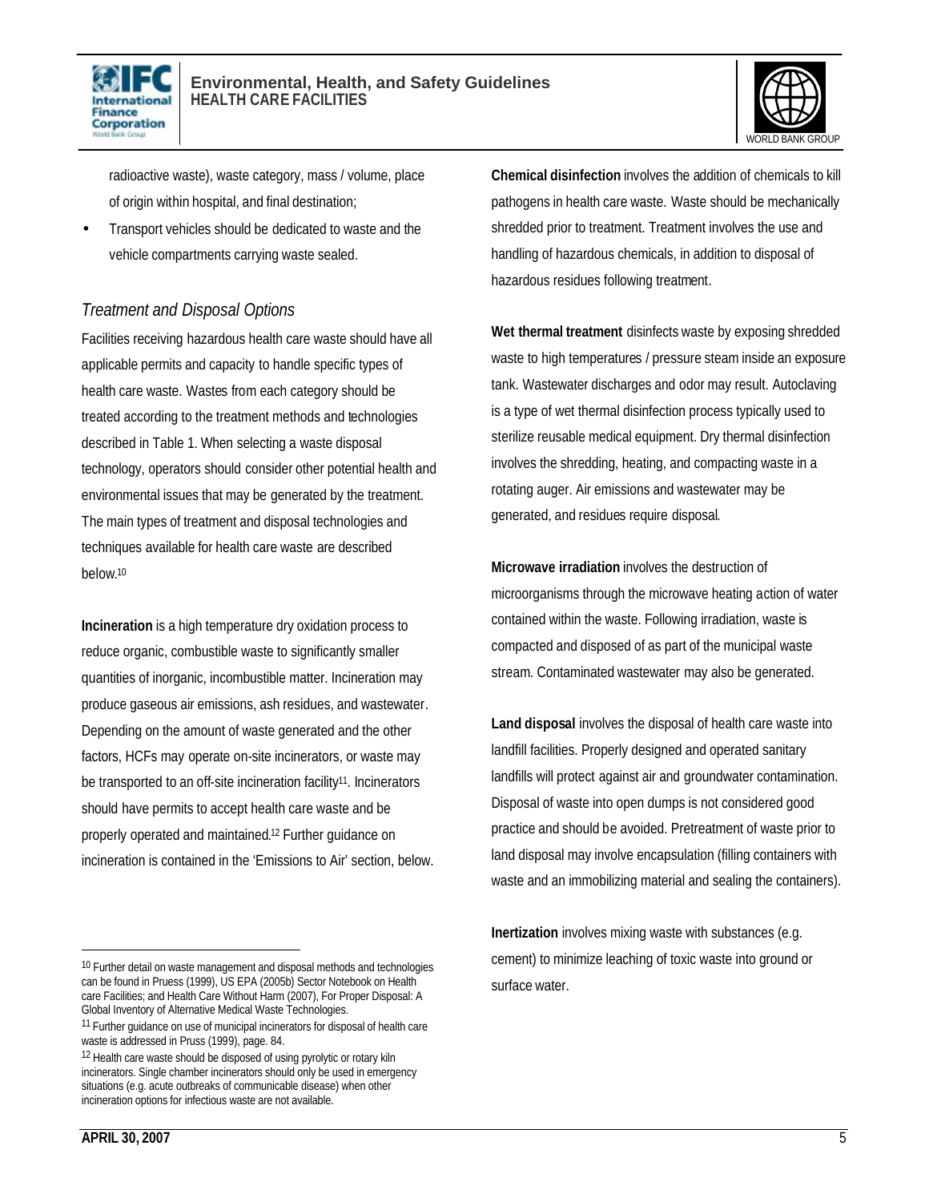radioactive waste), waste category, mass / volume, place of origin within hospital, and final destination;

- Transport vehicles should be dedicated to waste and the vehicle compartments carrying waste sealed.

### *Treatment and Disposal Options*

Facilities receiving hazardous health care waste should have all applicable permits and capacity to handle specific types of health care waste. Wastes from each category should be treated according to the treatment methods and technologies described in Table 1. When selecting a waste disposal technology, operators should consider other potential health and environmental issues that may be generated by the treatment. The main types of treatment and disposal technologies and techniques available for health care waste are described below.[10]

**Incineration** is a high temperature dry oxidation process to reduce organic, combustible waste to significantly smaller quantities of inorganic, incombustible matter. Incineration may produce gaseous air emissions, ash residues, and wastewater. Depending on the amount of waste generated and the other factors, HCFs may operate on-site incinerators, or waste may be transported to an off-site incineration facility[11]. Incinerators should have permits to accept health care waste and be properly operated and maintained.[12] Further guidance on incineration is contained in the 'Emissions to Air' section, below.

**Chemical disinfection** involves the addition of chemicals to kill pathogens in health care waste. Waste should be mechanically shredded prior to treatment. Treatment involves the use and handling of hazardous chemicals, in addition to disposal of hazardous residues following treatment.

**Wet thermal treatment** disinfects waste by exposing shredded waste to high temperatures / pressure steam inside an exposure tank. Wastewater discharges and odor may result. Autoclaving is a type of wet thermal disinfection process typically used to sterilize reusable medical equipment. Dry thermal disinfection involves the shredding, heating, and compacting waste in a rotating auger. Air emissions and wastewater may be generated, and residues require disposal.

**Microwave irradiation** involves the destruction of microorganisms through the microwave heating action of water contained within the waste. Following irradiation, waste is compacted and disposed of as part of the municipal waste stream. Contaminated wastewater may also be generated.

**Land disposal** involves the disposal of health care waste into landfill facilities. Properly designed and operated sanitary landfills will protect against air and groundwater contamination. Disposal of waste into open dumps is not considered good practice and should be avoided. Pretreatment of waste prior to land disposal may involve encapsulation (filling containers with waste and an immobilizing material and sealing the containers).

**Inertization** involves mixing waste with substances (e.g. cement) to minimize leaching of toxic waste into ground or surface water.

---

[10] Further detail on waste management and disposal methods and technologies can be found in Pruess (1999), US EPA (2005b) Sector Notebook on Health care Facilities; and Health Care Without Harm (2007), For Proper Disposal: A Global Inventory of Alternative Medical Waste Technologies.

[11] Further guidance on use of municipal incinerators for disposal of health care waste is addressed in Pruss (1999), page. 84.

[12] Health care waste should be disposed of using pyrolytic or rotary kiln incinerators. Single chamber incinerators should only be used in emergency situations (e.g. acute outbreaks of communicable disease) when other incineration options for infectious waste are not available.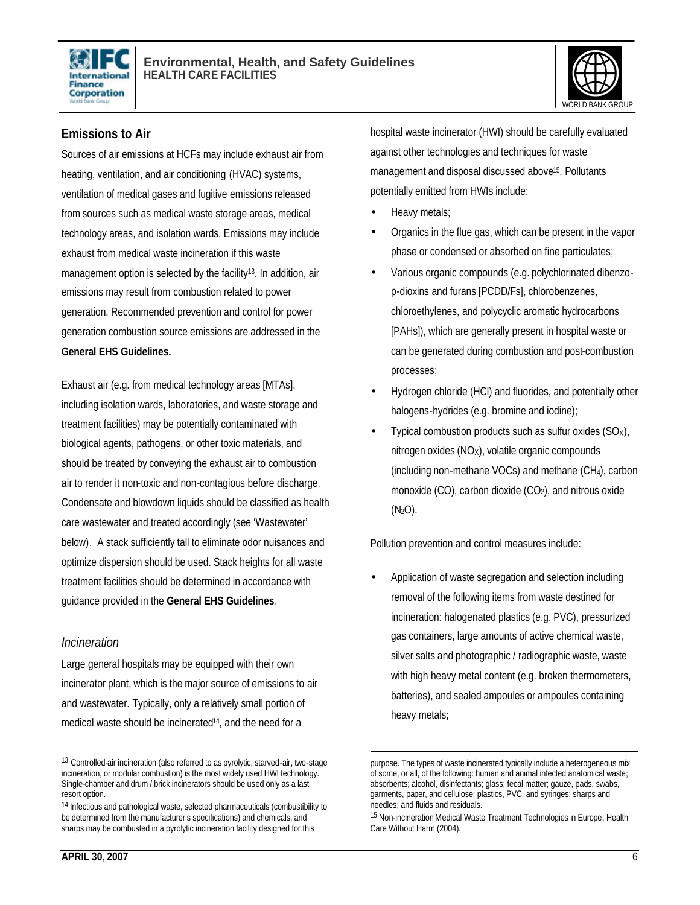## Emissions to Air

Sources of air emissions at HCFs may include exhaust air from heating, ventilation, and air conditioning (HVAC) systems, ventilation of medical gases and fugitive emissions released from sources such as medical waste storage areas, medical technology areas, and isolation wards. Emissions may include exhaust from medical waste incineration if this waste management option is selected by the facility[13]. In addition, air emissions may result from combustion related to power generation. Recommended prevention and control for power generation combustion source emissions are addressed in the **General EHS Guidelines.**

Exhaust air (e.g. from medical technology areas [MTAs], including isolation wards, laboratories, and waste storage and treatment facilities) may be potentially contaminated with biological agents, pathogens, or other toxic materials, and should be treated by conveying the exhaust air to combustion air to render it non-toxic and non-contagious before discharge. Condensate and blowdown liquids should be classified as health care wastewater and treated accordingly (see 'Wastewater' below). A stack sufficiently tall to eliminate odor nuisances and optimize dispersion should be used. Stack heights for all waste treatment facilities should be determined in accordance with guidance provided in the **General EHS Guidelines**.

### *Incineration*

Large general hospitals may be equipped with their own incinerator plant, which is the major source of emissions to air and wastewater. Typically, only a relatively small portion of medical waste should be incinerated[14], and the need for a hospital waste incinerator (HWI) should be carefully evaluated against other technologies and techniques for waste management and disposal discussed above[15]. Pollutants potentially emitted from HWIs include:

- Heavy metals;
- Organics in the flue gas, which can be present in the vapor phase or condensed or absorbed on fine particulates;
- Various organic compounds (e.g. polychlorinated dibenzo-p-dioxins and furans [PCDD/Fs], chlorobenzenes, chloroethylenes, and polycyclic aromatic hydrocarbons [PAHs]), which are generally present in hospital waste or can be generated during combustion and post-combustion processes;
- Hydrogen chloride (HCl) and fluorides, and potentially other halogens-hydrides (e.g. bromine and iodine);
- Typical combustion products such as sulfur oxides ($SO_X$), nitrogen oxides ($NO_X$), volatile organic compounds (including non-methane VOCs) and methane ($CH_4$), carbon monoxide (CO), carbon dioxide ($CO_2$), and nitrous oxide ($N_2O$).

Pollution prevention and control measures include:

- Application of waste segregation and selection including removal of the following items from waste destined for incineration: halogenated plastics (e.g. PVC), pressurized gas containers, large amounts of active chemical waste, silver salts and photographic / radiographic waste, waste with high heavy metal content (e.g. broken thermometers, batteries), and sealed ampoules or ampoules containing heavy metals;

---

[13] Controlled-air incineration (also referred to as pyrolytic, starved-air, two-stage incineration, or modular combustion) is the most widely used HWI technology. Single-chamber and drum / brick incinerators should be used only as a last resort option.

[14] Infectious and pathological waste, selected pharmaceuticals (combustibility to be determined from the manufacturer's specifications) and chemicals, and sharps may be combusted in a pyrolytic incineration facility designed for this purpose. The types of waste incinerated typically include a heterogeneous mix of some, or all, of the following: human and animal infected anatomical waste; absorbents; alcohol, disinfectants; glass; fecal matter; gauze, pads, swabs, garments, paper, and cellulose; plastics, PVC, and syringes; sharps and needles; and fluids and residuals.

[15] Non-incineration Medical Waste Treatment Technologies in Europe, Health Care Without Harm (2004).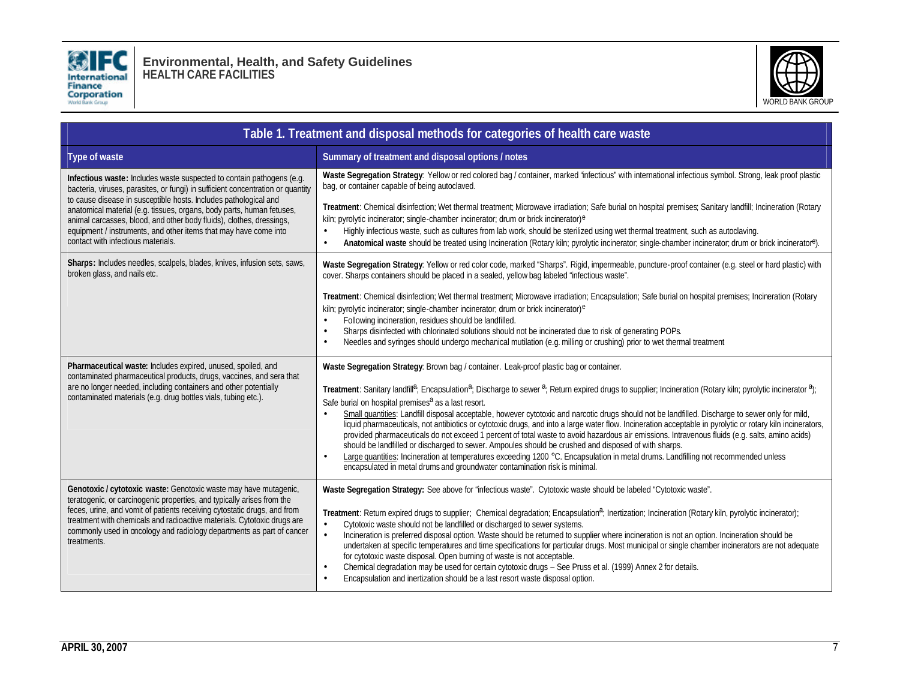**Table 1. Treatment and disposal methods for categories of health care waste**

| Type of waste | Summary of treatment and disposal options / notes |
|---|---|
| **Infectious waste:** Includes waste suspected to contain pathogens (e.g. bacteria, viruses, parasites, or fungi) in sufficient concentration or quantity to cause disease in susceptible hosts. Includes pathological and anatomical material (e.g. tissues, organs, body parts, human fetuses, animal carcasses, blood, and other body fluids), clothes, dressings, equipment / instruments, and other items that may have come into contact with infectious materials. | **Waste Segregation Strategy**: Yellow or red colored bag / container, marked "infectious" with international infectious symbol. Strong, leak proof plastic bag, or container capable of being autoclaved.<br><br>**Treatment**: Chemical disinfection; Wet thermal treatment; Microwave irradiation; Safe burial on hospital premises; Sanitary landfill; Incineration (Rotary kiln; pyrolytic incinerator; single-chamber incinerator; drum or brick incinerator)[e]<br>• Highly infectious waste, such as cultures from lab work, should be sterilized using wet thermal treatment, such as autoclaving.<br>• **Anatomical waste** should be treated using Incineration (Rotary kiln; pyrolytic incinerator; single-chamber incinerator; drum or brick incinerator[e]). |
| **Sharps:** Includes needles, scalpels, blades, knives, infusion sets, saws, broken glass, and nails etc. | **Waste Segregation Strategy**: Yellow or red color code, marked "Sharps". Rigid, impermeable, puncture-proof container (e.g. steel or hard plastic) with cover. Sharps containers should be placed in a sealed, yellow bag labeled "infectious waste".<br><br>**Treatment**: Chemical disinfection; Wet thermal treatment; Microwave irradiation; Encapsulation; Safe burial on hospital premises; Incineration (Rotary kiln; pyrolytic incinerator; single-chamber incinerator; drum or brick incinerator)[e]<br>• Following incineration, residues should be landfilled.<br>• Sharps disinfected with chlorinated solutions should not be incinerated due to risk of generating POPs.<br>• Needles and syringes should undergo mechanical mutilation (e.g. milling or crushing) prior to wet thermal treatment |
| **Pharmaceutical waste:** Includes expired, unused, spoiled, and contaminated pharmaceutical products, drugs, vaccines, and sera that are no longer needed, including containers and other potentially contaminated materials (e.g. drug bottles vials, tubing etc.). | **Waste Segregation Strategy**: Brown bag / container. Leak-proof plastic bag or container.<br><br>**Treatment**: Sanitary landfill[a]; Encapsulation[a]; Discharge to sewer [a]; Return expired drugs to supplier; Incineration (Rotary kiln; pyrolytic incinerator [a]); Safe burial on hospital premises[a] as a last resort.<br>• <u>Small quantities</u>: Landfill disposal acceptable, however cytotoxic and narcotic drugs should not be landfilled. Discharge to sewer only for mild, liquid pharmaceuticals, not antibiotics or cytotoxic drugs, and into a large water flow. Incineration acceptable in pyrolytic or rotary kiln incinerators, provided pharmaceuticals do not exceed 1 percent of total waste to avoid hazardous air emissions. Intravenous fluids (e.g. salts, amino acids) should be landfilled or discharged to sewer. Ampoules should be crushed and disposed of with sharps.<br>• <u>Large quantities</u>: Incineration at temperatures exceeding 1200 °C. Encapsulation in metal drums. Landfilling not recommended unless encapsulated in metal drums and groundwater contamination risk is minimal. |
| **Genotoxic / cytotoxic waste:** Genotoxic waste may have mutagenic, teratogenic, or carcinogenic properties, and typically arises from the feces, urine, and vomit of patients receiving cytostatic drugs, and from treatment with chemicals and radioactive materials. Cytotoxic drugs are commonly used in oncology and radiology departments as part of cancer treatments. | **Waste Segregation Strategy:** See above for "infectious waste". Cytotoxic waste should be labeled "Cytotoxic waste".<br><br>**Treatment**: Return expired drugs to supplier; Chemical degradation; Encapsulation[a]; Inertization; Incineration (Rotary kiln, pyrolytic incinerator);<br>• Cytotoxic waste should not be landfilled or discharged to sewer systems.<br>• Incineration is preferred disposal option. Waste should be returned to supplier where incineration is not an option. Incineration should be undertaken at specific temperatures and time specifications for particular drugs. Most municipal or single chamber incinerators are not adequate for cytotoxic waste disposal. Open burning of waste is not acceptable.<br>• Chemical degradation may be used for certain cytotoxic drugs – See Pruss et al. (1999) Annex 2 for details.<br>• Encapsulation and inertization should be a last resort waste disposal option. |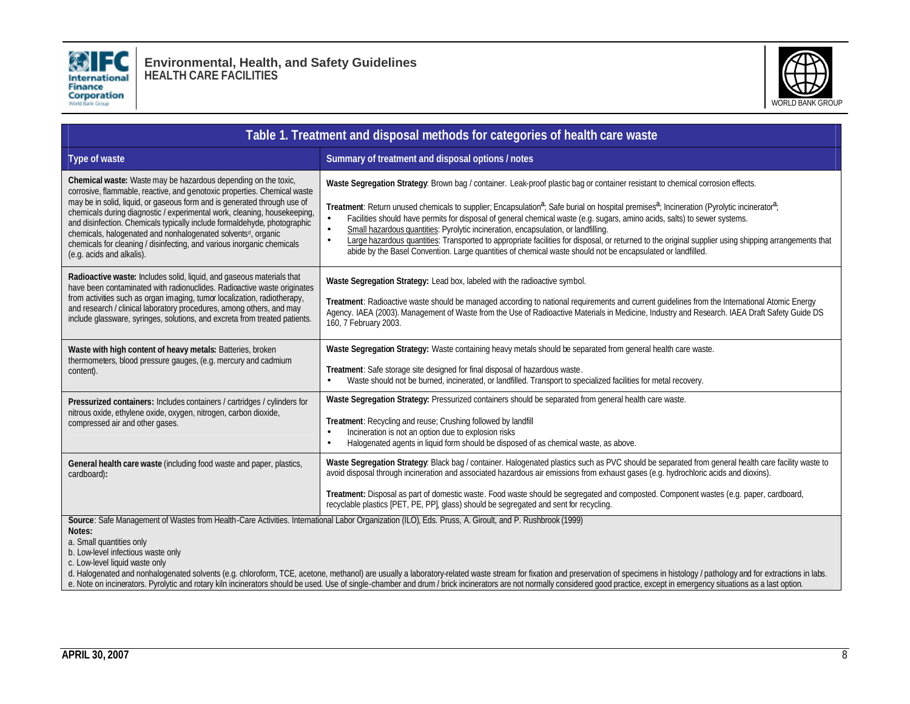| Table 1. Treatment and disposal methods for categories of health care waste | |
|---|---|
| **Type of waste** | **Summary of treatment and disposal options / notes** |
| **Chemical waste:** Waste may be hazardous depending on the toxic, corrosive, flammable, reactive, and genotoxic properties. Chemical waste may be in solid, liquid, or gaseous form and is generated through use of chemicals during diagnostic / experimental work, cleaning, housekeeping, and disinfection. Chemicals typically include formaldehyde, photographic chemicals, halogenated and nonhalogenated solvents[d], organic chemicals for cleaning / disinfecting, and various inorganic chemicals (e.g. acids and alkalis). | **Waste Segregation Strategy**: Brown bag / container. Leak-proof plastic bag or container resistant to chemical corrosion effects. <br><br> **Treatment**: Return unused chemicals to supplier; Encapsulation[a]; Safe burial on hospital premises[a]; Incineration (Pyrolytic incinerator[a]; <br> • Facilities should have permits for disposal of general chemical waste (e.g. sugars, amino acids, salts) to sewer systems. <br> • Small hazardous quantities: Pyrolytic incineration, encapsulation, or landfilling. <br> • Large hazardous quantities: Transported to appropriate facilities for disposal, or returned to the original supplier using shipping arrangements that abide by the Basel Convention. Large quantities of chemical waste should not be encapsulated or landfilled. |
| **Radioactive waste:** Includes solid, liquid, and gaseous materials that have been contaminated with radionuclides. Radioactive waste originates from activities such as organ imaging, tumor localization, radiotherapy, and research / clinical laboratory procedures, among others, and may include glassware, syringes, solutions, and excreta from treated patients. | **Waste Segregation Strategy:** Lead box, labeled with the radioactive symbol. <br><br> **Treatment**: Radioactive waste should be managed according to national requirements and current guidelines from the International Atomic Energy Agency. IAEA (2003). Management of Waste from the Use of Radioactive Materials in Medicine, Industry and Research. IAEA Draft Safety Guide DS 160, 7 February 2003. |
| **Waste with high content of heavy metals:** Batteries, broken thermometers, blood pressure gauges, (e.g. mercury and cadmium content). | **Waste Segregation Strategy:** Waste containing heavy metals should be separated from general health care waste. <br><br> **Treatment**: Safe storage site designed for final disposal of hazardous waste. <br> • Waste should not be burned, incinerated, or landfilled. Transport to specialized facilities for metal recovery. |
| **Pressurized containers:** Includes containers / cartridges / cylinders for nitrous oxide, ethylene oxide, oxygen, nitrogen, carbon dioxide, compressed air and other gases. | **Waste Segregation Strategy:** Pressurized containers should be separated from general health care waste. <br><br> **Treatment**: Recycling and reuse; Crushing followed by landfill <br> • Incineration is not an option due to explosion risks <br> • Halogenated agents in liquid form should be disposed of as chemical waste, as above. |
| **General health care waste** (including food waste and paper, plastics, cardboard)**:** | **Waste Segregation Strategy**: Black bag / container. Halogenated plastics such as PVC should be separated from general health care facility waste to avoid disposal through incineration and associated hazardous air emissions from exhaust gases (e.g. hydrochloric acids and dioxins). <br><br> **Treatment:** Disposal as part of domestic waste. Food waste should be segregated and composted. Component wastes (e.g. paper, cardboard, recyclable plastics [PET, PE, PP], glass) should be segregated and sent for recycling. |

**Source**: Safe Management of Wastes from Health-Care Activities. International Labor Organization (ILO), Eds. Pruss, A. Giroult, and P. Rushbrook (1999)

**Notes:**

a. Small quantities only

b. Low-level infectious waste only

c. Low-level liquid waste only

d. Halogenated and nonhalogenated solvents (e.g. chloroform, TCE, acetone, methanol) are usually a laboratory-related waste stream for fixation and preservation of specimens in histology / pathology and for extractions in labs.

e. Note on incinerators. Pyrolytic and rotary kiln incinerators should be used. Use of single-chamber and drum / brick incinerators are not normally considered good practice, except in emergency situations as a last option.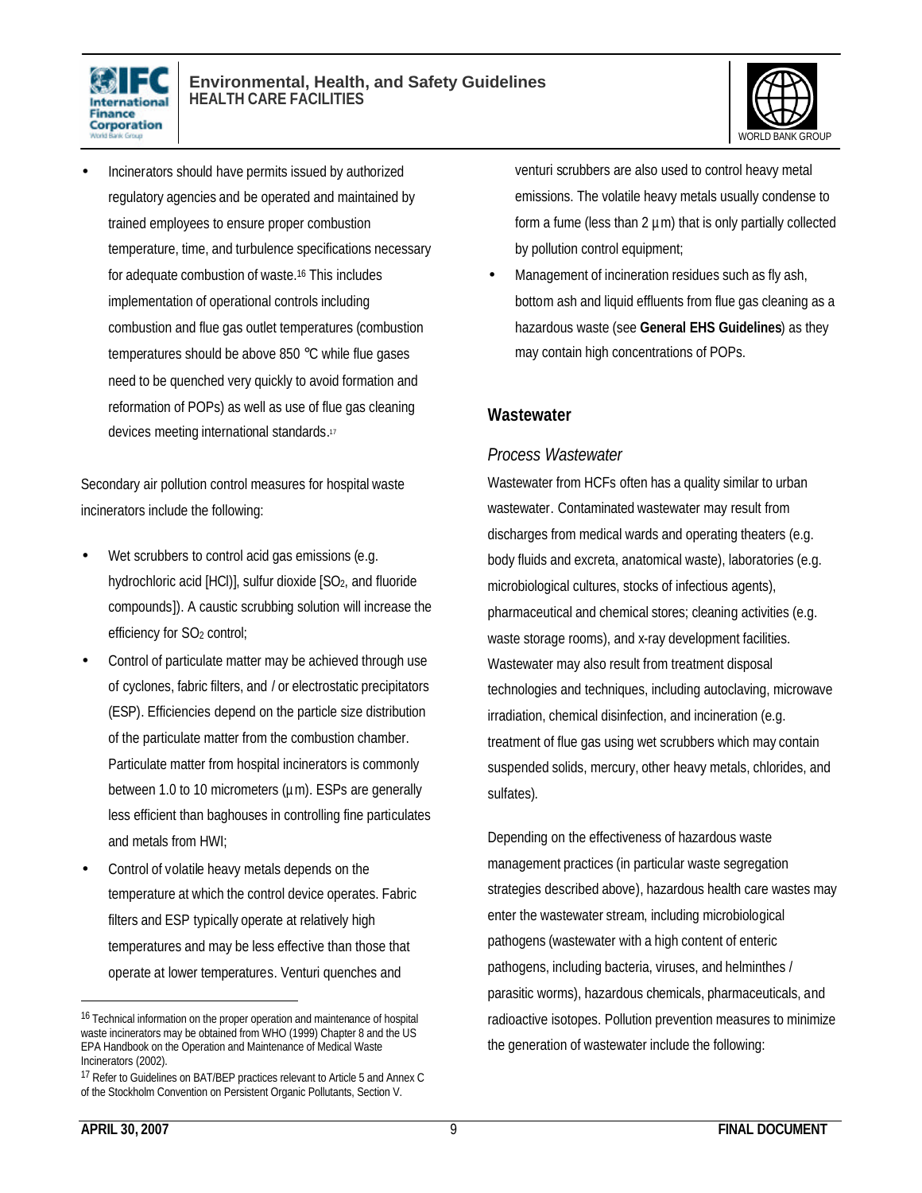- Incinerators should have permits issued by authorized regulatory agencies and be operated and maintained by trained employees to ensure proper combustion temperature, time, and turbulence specifications necessary for adequate combustion of waste.[16] This includes implementation of operational controls including combustion and flue gas outlet temperatures (combustion temperatures should be above 850 °C while flue gases need to be quenched very quickly to avoid formation and reformation of POPs) as well as use of flue gas cleaning devices meeting international standards.[17]

Secondary air pollution control measures for hospital waste incinerators include the following:

- Wet scrubbers to control acid gas emissions (e.g. hydrochloric acid [HCl)], sulfur dioxide [$SO_2$, and fluoride compounds]). A caustic scrubbing solution will increase the efficiency for $SO_2$ control;
- Control of particulate matter may be achieved through use of cyclones, fabric filters, and / or electrostatic precipitators (ESP). Efficiencies depend on the particle size distribution of the particulate matter from the combustion chamber. Particulate matter from hospital incinerators is commonly between 1.0 to 10 micrometers (µm). ESPs are generally less efficient than baghouses in controlling fine particulates and metals from HWI;
- Control of volatile heavy metals depends on the temperature at which the control device operates. Fabric filters and ESP typically operate at relatively high temperatures and may be less effective than those that operate at lower temperatures. Venturi quenches and venturi scrubbers are also used to control heavy metal emissions. The volatile heavy metals usually condense to form a fume (less than 2 µm) that is only partially collected by pollution control equipment;
- Management of incineration residues such as fly ash, bottom ash and liquid effluents from flue gas cleaning as a hazardous waste (see **General EHS Guidelines**) as they may contain high concentrations of POPs.

## Wastewater

### *Process Wastewater*

Wastewater from HCFs often has a quality similar to urban wastewater. Contaminated wastewater may result from discharges from medical wards and operating theaters (e.g. body fluids and excreta, anatomical waste), laboratories (e.g. microbiological cultures, stocks of infectious agents), pharmaceutical and chemical stores; cleaning activities (e.g. waste storage rooms), and x-ray development facilities. Wastewater may also result from treatment disposal technologies and techniques, including autoclaving, microwave irradiation, chemical disinfection, and incineration (e.g. treatment of flue gas using wet scrubbers which may contain suspended solids, mercury, other heavy metals, chlorides, and sulfates).

Depending on the effectiveness of hazardous waste management practices (in particular waste segregation strategies described above), hazardous health care wastes may enter the wastewater stream, including microbiological pathogens (wastewater with a high content of enteric pathogens, including bacteria, viruses, and helminthes / parasitic worms), hazardous chemicals, pharmaceuticals, and radioactive isotopes. Pollution prevention measures to minimize the generation of wastewater include the following:

---

[16] Technical information on the proper operation and maintenance of hospital waste incinerators may be obtained from WHO (1999) Chapter 8 and the US EPA Handbook on the Operation and Maintenance of Medical Waste Incinerators (2002).

[17] Refer to Guidelines on BAT/BEP practices relevant to Article 5 and Annex C of the Stockholm Convention on Persistent Organic Pollutants, Section V.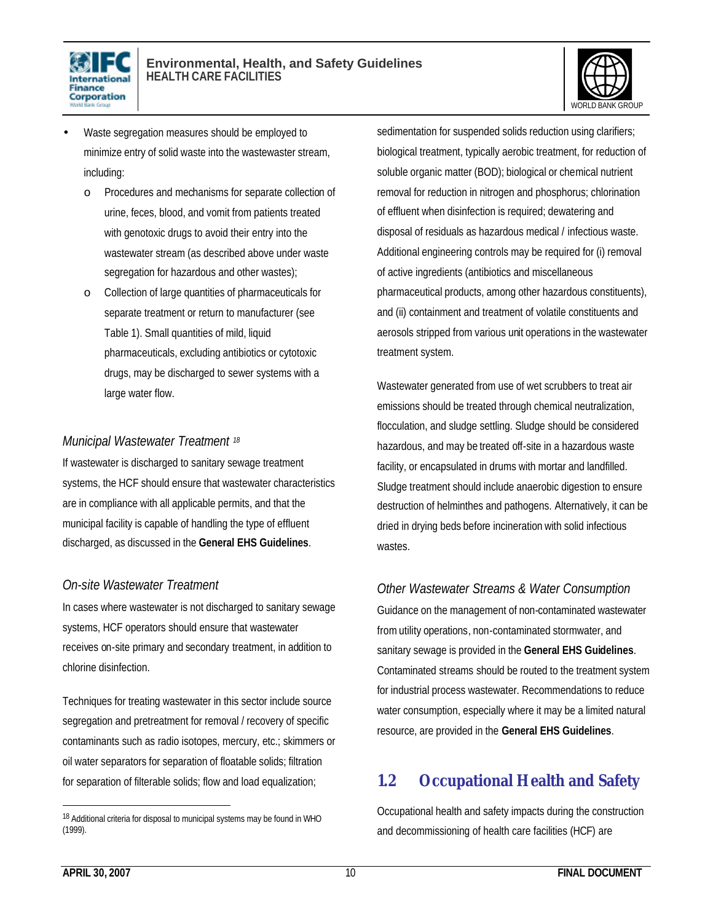- Waste segregation measures should be employed to minimize entry of solid waste into the wastewater stream, including:
    - Procedures and mechanisms for separate collection of urine, feces, blood, and vomit from patients treated with genotoxic drugs to avoid their entry into the wastewater stream (as described above under waste segregation for hazardous and other wastes);
    - Collection of large quantities of pharmaceuticals for separate treatment or return to manufacturer (see Table 1). Small quantities of mild, liquid pharmaceuticals, excluding antibiotics or cytotoxic drugs, may be discharged to sewer systems with a large water flow.

### *Municipal Wastewater Treatment* [18]

If wastewater is discharged to sanitary sewage treatment systems, the HCF should ensure that wastewater characteristics are in compliance with all applicable permits, and that the municipal facility is capable of handling the type of effluent discharged, as discussed in the **General EHS Guidelines**.

### *On-site Wastewater Treatment*

In cases where wastewater is not discharged to sanitary sewage systems, HCF operators should ensure that wastewater receives on-site primary and secondary treatment, in addition to chlorine disinfection.

Techniques for treating wastewater in this sector include source segregation and pretreatment for removal / recovery of specific contaminants such as radio isotopes, mercury, etc.; skimmers or oil water separators for separation of floatable solids; filtration for separation of filterable solids; flow and load equalization; sedimentation for suspended solids reduction using clarifiers; biological treatment, typically aerobic treatment, for reduction of soluble organic matter (BOD); biological or chemical nutrient removal for reduction in nitrogen and phosphorus; chlorination of effluent when disinfection is required; dewatering and disposal of residuals as hazardous medical / infectious waste. Additional engineering controls may be required for (i) removal of active ingredients (antibiotics and miscellaneous pharmaceutical products, among other hazardous constituents), and (ii) containment and treatment of volatile constituents and aerosols stripped from various unit operations in the wastewater treatment system.

Wastewater generated from use of wet scrubbers to treat air emissions should be treated through chemical neutralization, flocculation, and sludge settling. Sludge should be considered hazardous, and may be treated off-site in a hazardous waste facility, or encapsulated in drums with mortar and landfilled. Sludge treatment should include anaerobic digestion to ensure destruction of helminthes and pathogens. Alternatively, it can be dried in drying beds before incineration with solid infectious wastes.

### *Other Wastewater Streams & Water Consumption*

Guidance on the management of non-contaminated wastewater from utility operations, non-contaminated stormwater, and sanitary sewage is provided in the **General EHS Guidelines**. Contaminated streams should be routed to the treatment system for industrial process wastewater. Recommendations to reduce water consumption, especially where it may be a limited natural resource, are provided in the **General EHS Guidelines**.

## 1.2 Occupational Health and Safety

Occupational health and safety impacts during the construction and decommissioning of health care facilities (HCF) are

[18] Additional criteria for disposal to municipal systems may be found in WHO (1999).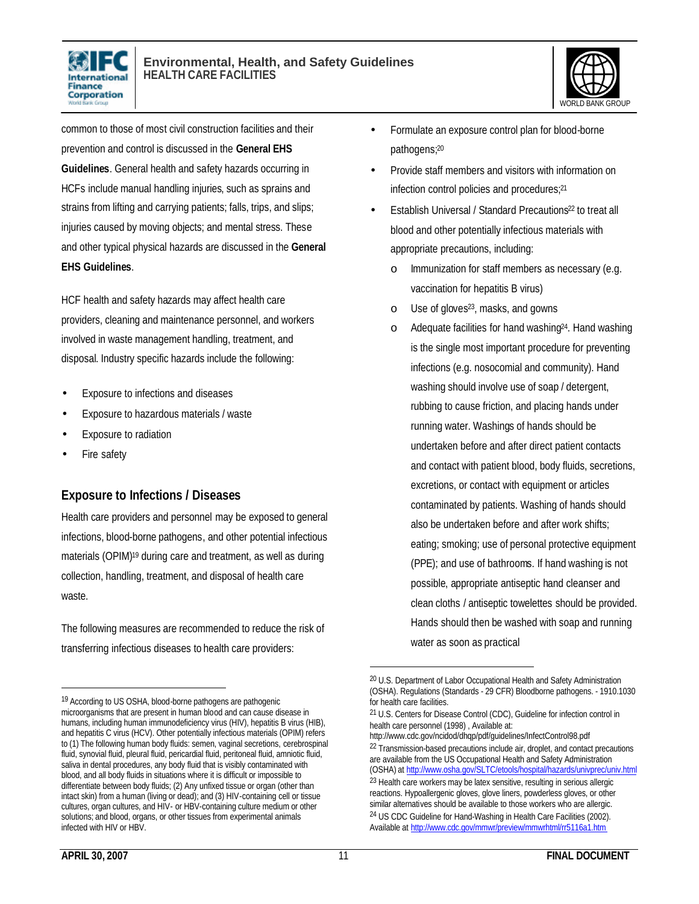common to those of most civil construction facilities and their prevention and control is discussed in the **General EHS Guidelines**. General health and safety hazards occurring in HCFs include manual handling injuries, such as sprains and strains from lifting and carrying patients; falls, trips, and slips; injuries caused by moving objects; and mental stress. These and other typical physical hazards are discussed in the **General EHS Guidelines**.

HCF health and safety hazards may affect health care providers, cleaning and maintenance personnel, and workers involved in waste management handling, treatment, and disposal. Industry specific hazards include the following:

- Exposure to infections and diseases
- Exposure to hazardous materials / waste
- Exposure to radiation
- Fire safety

### Exposure to Infections / Diseases

Health care providers and personnel may be exposed to general infections, blood-borne pathogens, and other potential infectious materials (OPIM)[19] during care and treatment, as well as during collection, handling, treatment, and disposal of health care waste.

The following measures are recommended to reduce the risk of transferring infectious diseases to health care providers:

- Formulate an exposure control plan for blood-borne pathogens;[20]
- Provide staff members and visitors with information on infection control policies and procedures;[21]
- Establish Universal / Standard Precautions[22] to treat all blood and other potentially infectious materials with appropriate precautions, including:
  - Immunization for staff members as necessary (e.g. vaccination for hepatitis B virus)
  - Use of gloves[23], masks, and gowns
  - Adequate facilities for hand washing[24]. Hand washing is the single most important procedure for preventing infections (e.g. nosocomial and community). Hand washing should involve use of soap / detergent, rubbing to cause friction, and placing hands under running water. Washings of hands should be undertaken before and after direct patient contacts and contact with patient blood, body fluids, secretions, excretions, or contact with equipment or articles contaminated by patients. Washing of hands should also be undertaken before and after work shifts; eating; smoking; use of personal protective equipment (PPE); and use of bathrooms. If hand washing is not possible, appropriate antiseptic hand cleanser and clean cloths / antiseptic towelettes should be provided. Hands should then be washed with soap and running water as soon as practical

---

[19] According to US OSHA, blood-borne pathogens are pathogenic microorganisms that are present in human blood and can cause disease in humans, including human immunodeficiency virus (HIV), hepatitis B virus (HIB), and hepatitis C virus (HCV). Other potentially infectious materials (OPIM) refers to (1) The following human body fluids: semen, vaginal secretions, cerebrospinal fluid, synovial fluid, pleural fluid, pericardial fluid, peritoneal fluid, amniotic fluid, saliva in dental procedures, any body fluid that is visibly contaminated with blood, and all body fluids in situations where it is difficult or impossible to differentiate between body fluids; (2) Any unfixed tissue or organ (other than intact skin) from a human (living or dead); and (3) HIV-containing cell or tissue cultures, organ cultures, and HIV- or HBV-containing culture medium or other solutions; and blood, organs, or other tissues from experimental animals infected with HIV or HBV.

[20] U.S. Department of Labor Occupational Health and Safety Administration (OSHA). Regulations (Standards - 29 CFR) Bloodborne pathogens. - 1910.1030 for health care facilities.

[21] U.S. Centers for Disease Control (CDC), Guideline for infection control in health care personnel (1998) , Available at: http://www.cdc.gov/ncidod/dhqp/pdf/guidelines/InfectControl98.pdf

[22] Transmission-based precautions include air, droplet, and contact precautions are available from the US Occupational Health and Safety Administration (OSHA) at http://www.osha.gov/SLTC/etools/hospital/hazards/univprec/univ.html

[23] Health care workers may be latex sensitive, resulting in serious allergic reactions. Hypoallergenic gloves, glove liners, powderless gloves, or other similar alternatives should be available to those workers who are allergic.

[24] US CDC Guideline for Hand-Washing in Health Care Facilities (2002). Available at http://www.cdc.gov/mmwr/preview/mmwrhtml/rr5116a1.htm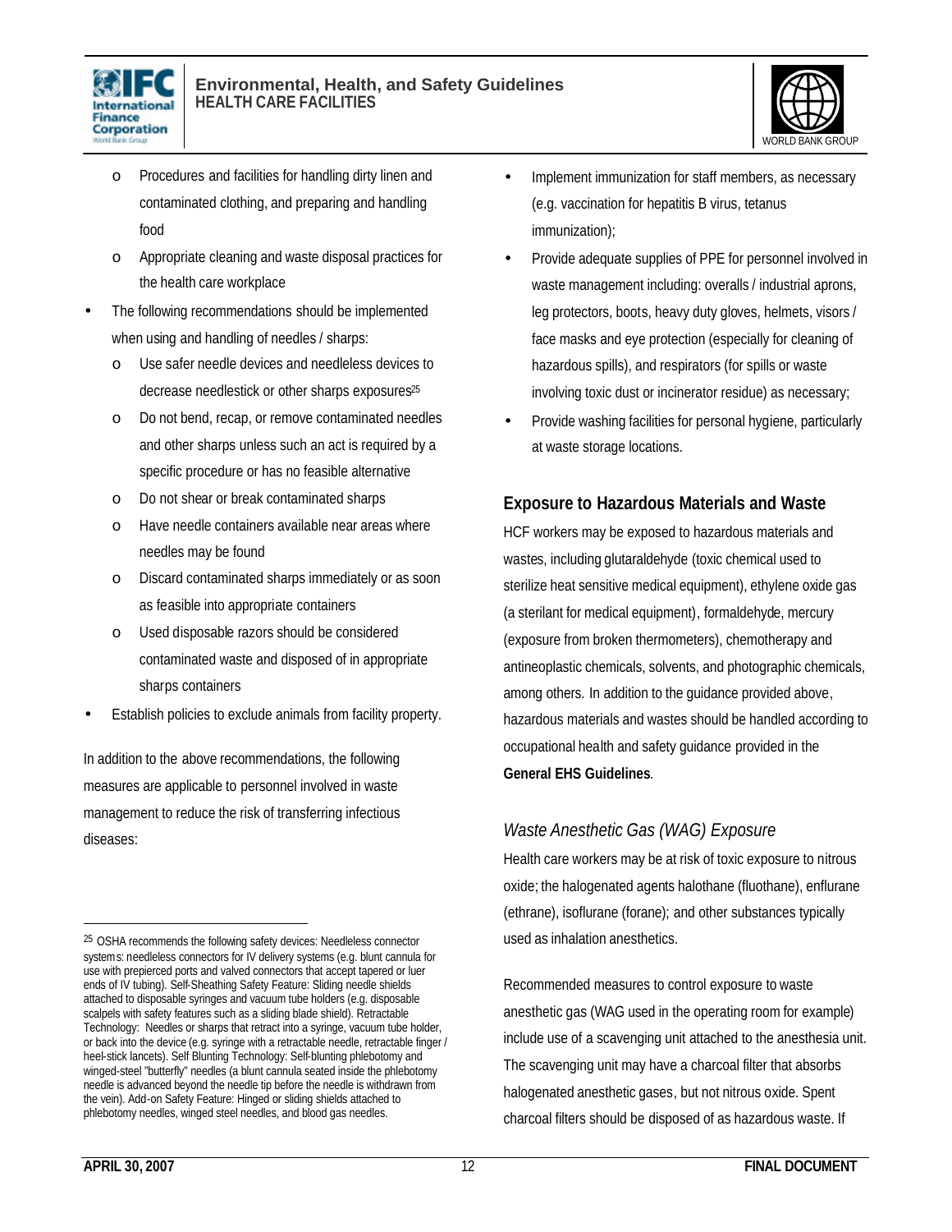- Procedures and facilities for handling dirty linen and contaminated clothing, and preparing and handling food
  - Appropriate cleaning and waste disposal practices for the health care workplace
- The following recommendations should be implemented when using and handling of needles / sharps:
  - Use safer needle devices and needleless devices to decrease needlestick or other sharps exposures[25]
  - Do not bend, recap, or remove contaminated needles and other sharps unless such an act is required by a specific procedure or has no feasible alternative
  - Do not shear or break contaminated sharps
  - Have needle containers available near areas where needles may be found
  - Discard contaminated sharps immediately or as soon as feasible into appropriate containers
  - Used disposable razors should be considered contaminated waste and disposed of in appropriate sharps containers
- Establish policies to exclude animals from facility property.

In addition to the above recommendations, the following measures are applicable to personnel involved in waste management to reduce the risk of transferring infectious diseases:

- Implement immunization for staff members, as necessary (e.g. vaccination for hepatitis B virus, tetanus immunization);
- Provide adequate supplies of PPE for personnel involved in waste management including: overalls / industrial aprons, leg protectors, boots, heavy duty gloves, helmets, visors / face masks and eye protection (especially for cleaning of hazardous spills), and respirators (for spills or waste involving toxic dust or incinerator residue) as necessary;
- Provide washing facilities for personal hygiene, particularly at waste storage locations.

## Exposure to Hazardous Materials and Waste

HCF workers may be exposed to hazardous materials and wastes, including glutaraldehyde (toxic chemical used to sterilize heat sensitive medical equipment), ethylene oxide gas (a sterilant for medical equipment), formaldehyde, mercury (exposure from broken thermometers), chemotherapy and antineoplastic chemicals, solvents, and photographic chemicals, among others. In addition to the guidance provided above, hazardous materials and wastes should be handled according to occupational health and safety guidance provided in the **General EHS Guidelines**.

### *Waste Anesthetic Gas (WAG) Exposure*

Health care workers may be at risk of toxic exposure to nitrous oxide; the halogenated agents halothane (fluothane), enflurane (ethrane), isoflurane (forane); and other substances typically used as inhalation anesthetics.

Recommended measures to control exposure to waste anesthetic gas (WAG used in the operating room for example) include use of a scavenging unit attached to the anesthesia unit. The scavenging unit may have a charcoal filter that absorbs halogenated anesthetic gases, but not nitrous oxide. Spent charcoal filters should be disposed of as hazardous waste. If

---

[25] OSHA recommends the following safety devices: Needleless connector systems: needleless connectors for IV delivery systems (e.g. blunt cannula for use with prepierced ports and valved connectors that accept tapered or luer ends of IV tubing). Self-Sheathing Safety Feature: Sliding needle shields attached to disposable syringes and vacuum tube holders (e.g. disposable scalpels with safety features such as a sliding blade shield). Retractable Technology: Needles or sharps that retract into a syringe, vacuum tube holder, or back into the device (e.g. syringe with a retractable needle, retractable finger / heel-stick lancets). Self Blunting Technology: Self-blunting phlebotomy and winged-steel "butterfly" needles (a blunt cannula seated inside the phlebotomy needle is advanced beyond the needle tip before the needle is withdrawn from the vein). Add-on Safety Feature: Hinged or sliding shields attached to phlebotomy needles, winged steel needles, and blood gas needles.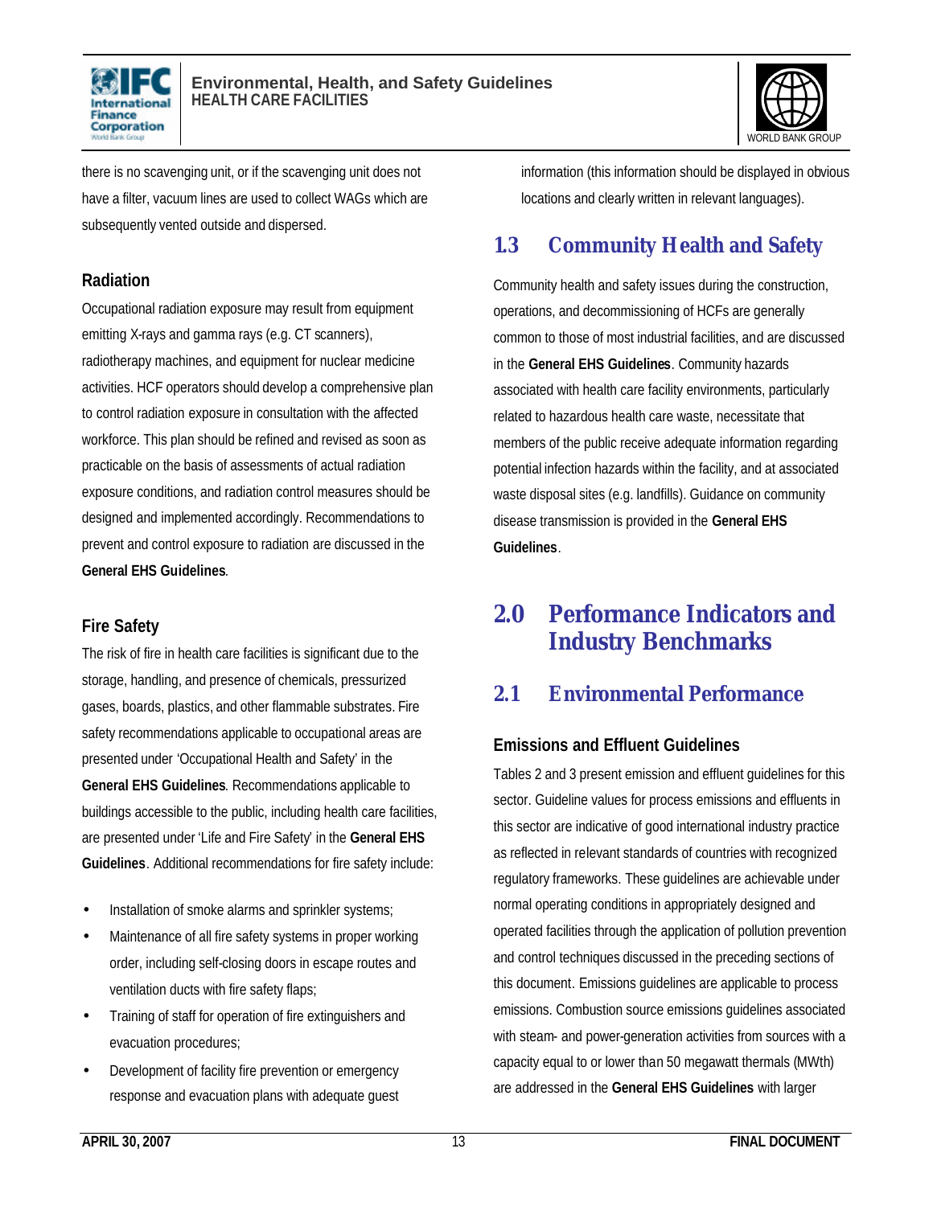there is no scavenging unit, or if the scavenging unit does not have a filter, vacuum lines are used to collect WAGs which are subsequently vented outside and dispersed.

### Radiation

Occupational radiation exposure may result from equipment emitting X-rays and gamma rays (e.g. CT scanners), radiotherapy machines, and equipment for nuclear medicine activities. HCF operators should develop a comprehensive plan to control radiation exposure in consultation with the affected workforce. This plan should be refined and revised as soon as practicable on the basis of assessments of actual radiation exposure conditions, and radiation control measures should be designed and implemented accordingly. Recommendations to prevent and control exposure to radiation are discussed in the **General EHS Guidelines**.

### Fire Safety

The risk of fire in health care facilities is significant due to the storage, handling, and presence of chemicals, pressurized gases, boards, plastics, and other flammable substrates. Fire safety recommendations applicable to occupational areas are presented under 'Occupational Health and Safety' in the **General EHS Guidelines**. Recommendations applicable to buildings accessible to the public, including health care facilities, are presented under 'Life and Fire Safety' in the **General EHS Guidelines**. Additional recommendations for fire safety include:

- Installation of smoke alarms and sprinkler systems;
- Maintenance of all fire safety systems in proper working order, including self-closing doors in escape routes and ventilation ducts with fire safety flaps;
- Training of staff for operation of fire extinguishers and evacuation procedures;
- Development of facility fire prevention or emergency response and evacuation plans with adequate guest information (this information should be displayed in obvious locations and clearly written in relevant languages).

## 1.3 Community Health and Safety

Community health and safety issues during the construction, operations, and decommissioning of HCFs are generally common to those of most industrial facilities, and are discussed in the **General EHS Guidelines**. Community hazards associated with health care facility environments, particularly related to hazardous health care waste, necessitate that members of the public receive adequate information regarding potential infection hazards within the facility, and at associated waste disposal sites (e.g. landfills). Guidance on community disease transmission is provided in the **General EHS Guidelines**.

# 2.0 Performance Indicators and Industry Benchmarks

## 2.1 Environmental Performance

### Emissions and Effluent Guidelines

Tables 2 and 3 present emission and effluent guidelines for this sector. Guideline values for process emissions and effluents in this sector are indicative of good international industry practice as reflected in relevant standards of countries with recognized regulatory frameworks. These guidelines are achievable under normal operating conditions in appropriately designed and operated facilities through the application of pollution prevention and control techniques discussed in the preceding sections of this document. Emissions guidelines are applicable to process emissions. Combustion source emissions guidelines associated with steam- and power-generation activities from sources with a capacity equal to or lower than 50 megawatt thermals (MWth) are addressed in the **General EHS Guidelines** with larger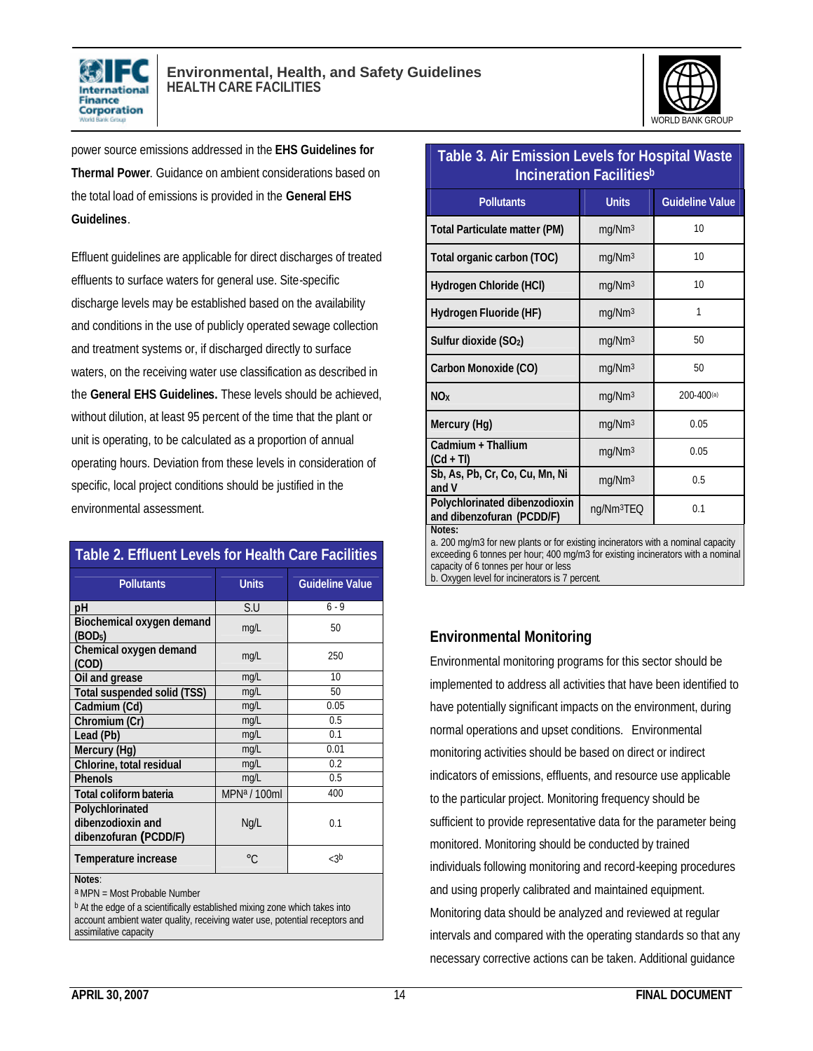power source emissions addressed in the **EHS Guidelines for Thermal Power**. Guidance on ambient considerations based on the total load of emissions is provided in the **General EHS Guidelines**.

Effluent guidelines are applicable for direct discharges of treated effluents to surface waters for general use. Site-specific discharge levels may be established based on the availability and conditions in the use of publicly operated sewage collection and treatment systems or, if discharged directly to surface waters, on the receiving water use classification as described in the **General EHS Guidelines.** These levels should be achieved, without dilution, at least 95 percent of the time that the plant or unit is operating, to be calculated as a proportion of annual operating hours. Deviation from these levels in consideration of specific, local project conditions should be justified in the environmental assessment.

**Table 2. Effluent Levels for Health Care Facilities**

| Pollutants | Units | Guideline Value |
|---|---|---|
| pH | S.U | 6 - 9 |
| Biochemical oxygen demand ($BOD_5$) | mg/L | 50 |
| Chemical oxygen demand (COD) | mg/L | 250 |
| Oil and grease | mg/L | 10 |
| Total suspended solid (TSS) | mg/L | 50 |
| Cadmium (Cd) | mg/L | 0.05 |
| Chromium (Cr) | mg/L | 0.5 |
| Lead (Pb) | mg/L | 0.1 |
| Mercury (Hg) | mg/L | 0.01 |
| Chlorine, total residual | mg/L | 0.2 |
| Phenols | mg/L | 0.5 |
| Total coliform bateria | MPN[a] / 100ml | 400 |
| Polychlorinated dibenzodioxin and dibenzofuran (PCDD/F) | Ng/L | 0.1 |
| Temperature increase | °C | <3[b] |

Notes:
[a] MPN = Most Probable Number
[b] At the edge of a scientifically established mixing zone which takes into account ambient water quality, receiving water use, potential receptors and assimilative capacity

**Table 3. Air Emission Levels for Hospital Waste Incineration Facilities[b]**

| Pollutants | Units | Guideline Value |
|---|---|---|
| Total Particulate matter (PM) | mg/Nm³ | 10 |
| Total organic carbon (TOC) | mg/Nm³ | 10 |
| Hydrogen Chloride (HCl) | mg/Nm³ | 10 |
| Hydrogen Fluoride (HF) | mg/Nm³ | 1 |
| Sulfur dioxide ($SO_2$) | mg/Nm³ | 50 |
| Carbon Monoxide (CO) | mg/Nm³ | 50 |
| $NO_X$ | mg/Nm³ | 200-400[(a)] |
| Mercury (Hg) | mg/Nm³ | 0.05 |
| Cadmium + Thallium (Cd + Tl) | mg/Nm³ | 0.05 |
| Sb, As, Pb, Cr, Co, Cu, Mn, Ni and V | mg/Nm³ | 0.5 |
| Polychlorinated dibenzodioxin and dibenzofuran (PCDD/F) | ng/Nm³TEQ | 0.1 |

Notes:
a. 200 mg/m3 for new plants or for existing incinerators with a nominal capacity exceeding 6 tonnes per hour; 400 mg/m3 for existing incinerators with a nominal capacity of 6 tonnes per hour or less
b. Oxygen level for incinerators is 7 percent.

## Environmental Monitoring

Environmental monitoring programs for this sector should be implemented to address all activities that have been identified to have potentially significant impacts on the environment, during normal operations and upset conditions. Environmental monitoring activities should be based on direct or indirect indicators of emissions, effluents, and resource use applicable to the particular project. Monitoring frequency should be sufficient to provide representative data for the parameter being monitored. Monitoring should be conducted by trained individuals following monitoring and record-keeping procedures and using properly calibrated and maintained equipment. Monitoring data should be analyzed and reviewed at regular intervals and compared with the operating standards so that any necessary corrective actions can be taken. Additional guidance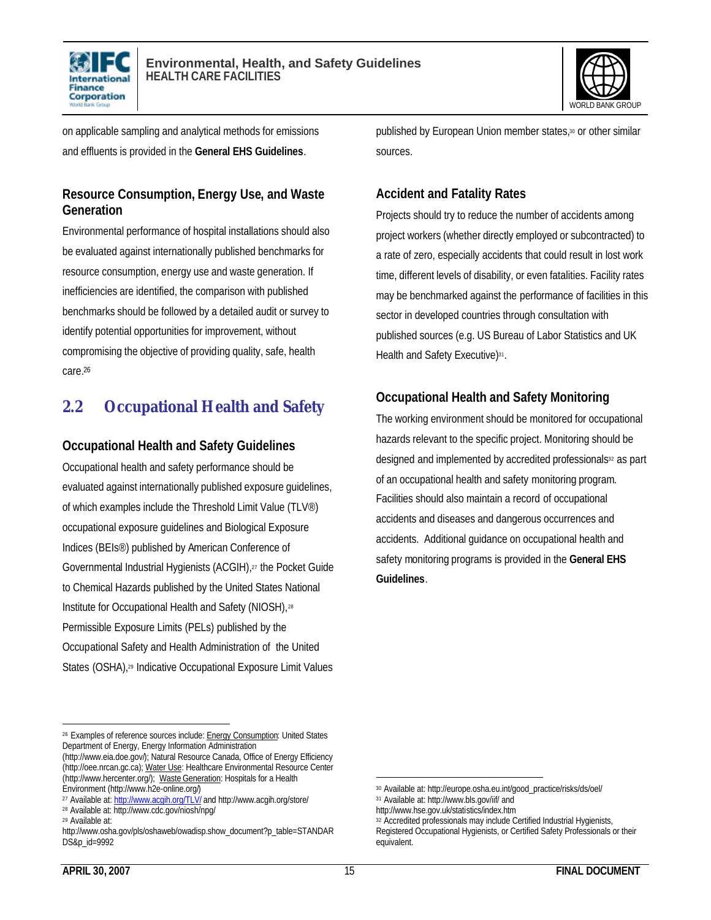on applicable sampling and analytical methods for emissions and effluents is provided in the **General EHS Guidelines**.

### Resource Consumption, Energy Use, and Waste Generation

Environmental performance of hospital installations should also be evaluated against internationally published benchmarks for resource consumption, energy use and waste generation. If inefficiencies are identified, the comparison with published benchmarks should be followed by a detailed audit or survey to identify potential opportunities for improvement, without compromising the objective of providing quality, safe, health care.[26]

## 2.2 Occupational Health and Safety

### Occupational Health and Safety Guidelines

Occupational health and safety performance should be evaluated against internationally published exposure guidelines, of which examples include the Threshold Limit Value (TLV®) occupational exposure guidelines and Biological Exposure Indices (BEIs®) published by American Conference of Governmental Industrial Hygienists (ACGIH),[27] the Pocket Guide to Chemical Hazards published by the United States National Institute for Occupational Health and Safety (NIOSH),[28] Permissible Exposure Limits (PELs) published by the Occupational Safety and Health Administration of the United States (OSHA),[29] Indicative Occupational Exposure Limit Values published by European Union member states,[30] or other similar sources.

### Accident and Fatality Rates

Projects should try to reduce the number of accidents among project workers (whether directly employed or subcontracted) to a rate of zero, especially accidents that could result in lost work time, different levels of disability, or even fatalities. Facility rates may be benchmarked against the performance of facilities in this sector in developed countries through consultation with published sources (e.g. US Bureau of Labor Statistics and UK Health and Safety Executive)[31].

### Occupational Health and Safety Monitoring

The working environment should be monitored for occupational hazards relevant to the specific project. Monitoring should be designed and implemented by accredited professionals[32] as part of an occupational health and safety monitoring program. Facilities should also maintain a record of occupational accidents and diseases and dangerous occurrences and accidents. Additional guidance on occupational health and safety monitoring programs is provided in the **General EHS Guidelines**.

---

[26] Examples of reference sources include: Energy Consumption: United States Department of Energy, Energy Information Administration (http://www.eia.doe.gov/); Natural Resource Canada, Office of Energy Efficiency (http://oee.nrcan.gc.ca); Water Use: Healthcare Environmental Resource Center (http://www.hercenter.org/); Waste Generation: Hospitals for a Health Environment (http://www.h2e-online.org/)

[27] Available at: http://www.acgih.org/TLV/ and http://www.acgih.org/store/

[28] Available at: http://www.cdc.gov/niosh/npg/

[29] Available at: http://www.osha.gov/pls/oshaweb/owadisp.show_document?p_table=STANDARDS&p_id=9992

[30] Available at: http://europe.osha.eu.int/good_practice/risks/ds/oel/

[31] Available at: http://www.bls.gov/iif/ and http://www.hse.gov.uk/statistics/index.htm

[32] Accredited professionals may include Certified Industrial Hygienists, Registered Occupational Hygienists, or Certified Safety Professionals or their equivalent.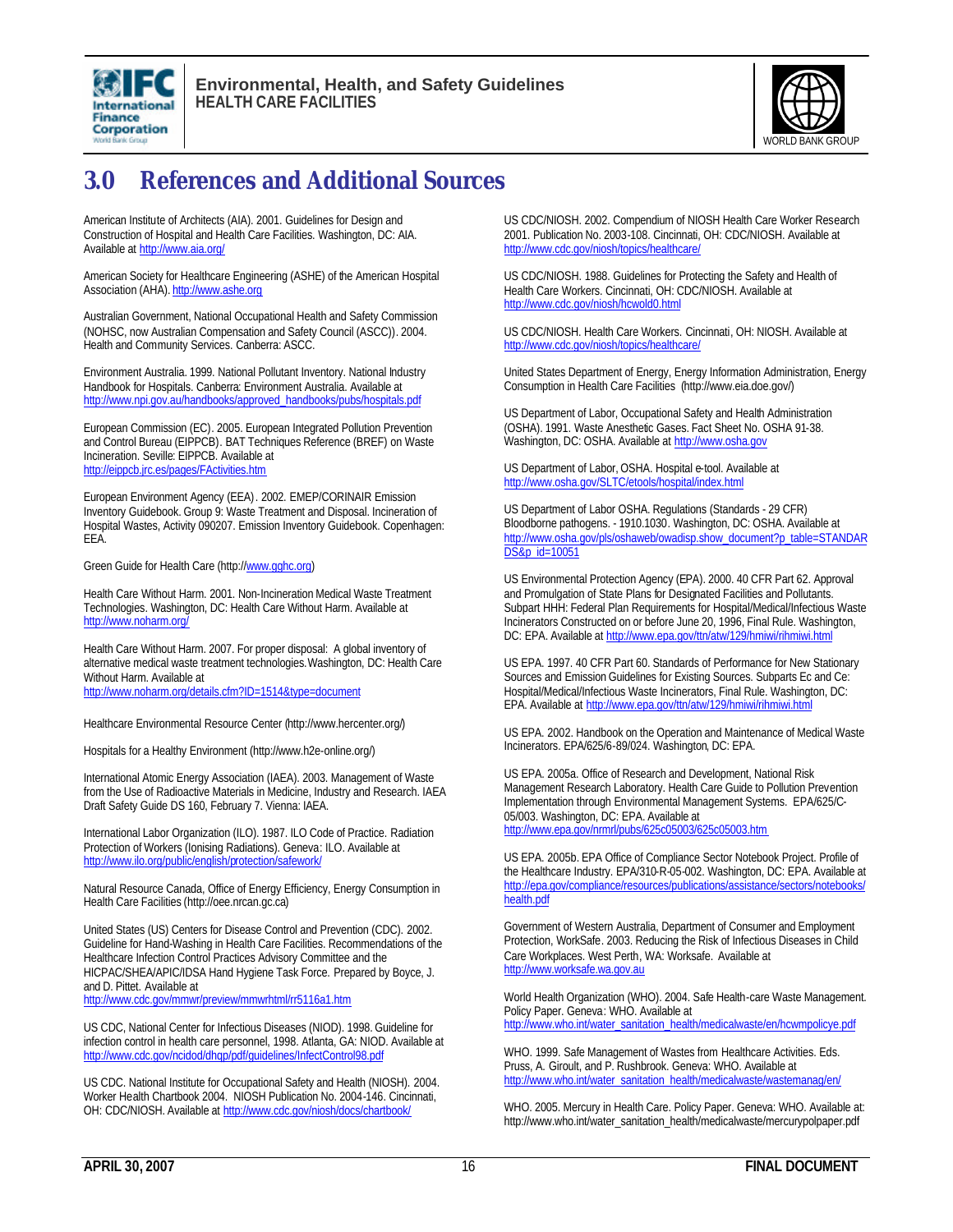# 3.0 References and Additional Sources

American Institute of Architects (AIA). 2001. Guidelines for Design and Construction of Hospital and Health Care Facilities. Washington, DC: AIA. Available at http://www.aia.org/

American Society for Healthcare Engineering (ASHE) of the American Hospital Association (AHA). http://www.ashe.org

Australian Government, National Occupational Health and Safety Commission (NOHSC, now Australian Compensation and Safety Council (ASCC)). 2004. Health and Community Services. Canberra: ASCC.

Environment Australia. 1999. National Pollutant Inventory. National Industry Handbook for Hospitals. Canberra: Environment Australia. Available at http://www.npi.gov.au/handbooks/approved_handbooks/pubs/hospitals.pdf

European Commission (EC). 2005. European Integrated Pollution Prevention and Control Bureau (EIPPCB). BAT Techniques Reference (BREF) on Waste Incineration. Seville: EIPPCB. Available at http://eippcb.jrc.es/pages/FActivities.htm

European Environment Agency (EEA). 2002. EMEP/CORINAIR Emission Inventory Guidebook. Group 9: Waste Treatment and Disposal. Incineration of Hospital Wastes, Activity 090207. Emission Inventory Guidebook. Copenhagen: EEA.

Green Guide for Health Care (http://www.gghc.org)

Health Care Without Harm. 2001. Non-Incineration Medical Waste Treatment Technologies. Washington, DC: Health Care Without Harm. Available at http://www.noharm.org/

Health Care Without Harm. 2007. For proper disposal: A global inventory of alternative medical waste treatment technologies. Washington, DC: Health Care Without Harm. Available at http://www.noharm.org/details.cfm?ID=1514&type=document

Healthcare Environmental Resource Center (http://www.hercenter.org/)

Hospitals for a Healthy Environment (http://www.h2e-online.org/)

International Atomic Energy Association (IAEA). 2003. Management of Waste from the Use of Radioactive Materials in Medicine, Industry and Research. IAEA Draft Safety Guide DS 160, February 7. Vienna: IAEA.

International Labor Organization (ILO). 1987. ILO Code of Practice. Radiation Protection of Workers (Ionising Radiations). Geneva: ILO. Available at http://www.ilo.org/public/english/protection/safework/

Natural Resource Canada, Office of Energy Efficiency, Energy Consumption in Health Care Facilities (http://oee.nrcan.gc.ca)

United States (US) Centers for Disease Control and Prevention (CDC). 2002. Guideline for Hand-Washing in Health Care Facilities. Recommendations of the Healthcare Infection Control Practices Advisory Committee and the HICPAC/SHEA/APIC/IDSA Hand Hygiene Task Force. Prepared by Boyce, J. and D. Pittet. Available at http://www.cdc.gov/mmwr/preview/mmwrhtml/rr5116a1.htm

US CDC, National Center for Infectious Diseases (NIOD). 1998. Guideline for infection control in health care personnel, 1998. Atlanta, GA: NIOD. Available at http://www.cdc.gov/ncidod/dhqp/pdf/guidelines/InfectControl98.pdf

US CDC. National Institute for Occupational Safety and Health (NIOSH). 2004. Worker Health Chartbook 2004. NIOSH Publication No. 2004-146. Cincinnati, OH: CDC/NIOSH. Available at http://www.cdc.gov/niosh/docs/chartbook/

US CDC/NIOSH. 2002. Compendium of NIOSH Health Care Worker Research 2001. Publication No. 2003-108. Cincinnati, OH: CDC/NIOSH. Available at http://www.cdc.gov/niosh/topics/healthcare/

US CDC/NIOSH. 1988. Guidelines for Protecting the Safety and Health of Health Care Workers. Cincinnati, OH: CDC/NIOSH. Available at http://www.cdc.gov/niosh/hcwold0.html

US CDC/NIOSH. Health Care Workers. Cincinnati, OH: NIOSH. Available at http://www.cdc.gov/niosh/topics/healthcare/

United States Department of Energy, Energy Information Administration, Energy Consumption in Health Care Facilities (http://www.eia.doe.gov/)

US Department of Labor, Occupational Safety and Health Administration (OSHA). 1991. Waste Anesthetic Gases. Fact Sheet No. OSHA 91-38. Washington, DC: OSHA. Available at http://www.osha.gov

US Department of Labor, OSHA. Hospital e-tool. Available at http://www.osha.gov/SLTC/etools/hospital/index.html

US Department of Labor OSHA. Regulations (Standards - 29 CFR) Bloodborne pathogens. - 1910.1030. Washington, DC: OSHA. Available at http://www.osha.gov/pls/oshaweb/owadisp.show_document?p_table=STANDARDS&p_id=10051

US Environmental Protection Agency (EPA). 2000. 40 CFR Part 62. Approval and Promulgation of State Plans for Designated Facilities and Pollutants. Subpart HHH: Federal Plan Requirements for Hospital/Medical/Infectious Waste Incinerators Constructed on or before June 20, 1996, Final Rule. Washington, DC: EPA. Available at http://www.epa.gov/ttn/atw/129/hmiwi/rihmiwi.html

US EPA. 1997. 40 CFR Part 60. Standards of Performance for New Stationary Sources and Emission Guidelines for Existing Sources. Subparts Ec and Ce: Hospital/Medical/Infectious Waste Incinerators, Final Rule. Washington, DC: EPA. Available at http://www.epa.gov/ttn/atw/129/hmiwi/rihmiwi.html

US EPA. 2002. Handbook on the Operation and Maintenance of Medical Waste Incinerators. EPA/625/6-89/024. Washington, DC: EPA.

US EPA. 2005a. Office of Research and Development, National Risk Management Research Laboratory. Health Care Guide to Pollution Prevention Implementation through Environmental Management Systems. EPA/625/C-05/003. Washington, DC: EPA. Available at http://www.epa.gov/nrmrl/pubs/625c05003/625c05003.htm

US EPA. 2005b. EPA Office of Compliance Sector Notebook Project. Profile of the Healthcare Industry. EPA/310-R-05-002. Washington, DC: EPA. Available at http://epa.gov/compliance/resources/publications/assistance/sectors/notebooks/health.pdf

Government of Western Australia, Department of Consumer and Employment Protection, WorkSafe. 2003. Reducing the Risk of Infectious Diseases in Child Care Workplaces. West Perth, WA: Worksafe. Available at http://www.worksafe.wa.gov.au

World Health Organization (WHO). 2004. Safe Health-care Waste Management. Policy Paper. Geneva: WHO. Available at http://www.who.int/water_sanitation_health/medicalwaste/en/hcwmpolicye.pdf

WHO. 1999. Safe Management of Wastes from Healthcare Activities. Eds. Pruss, A. Giroult, and P. Rushbrook. Geneva: WHO. Available at http://www.who.int/water_sanitation_health/medicalwaste/wastemanag/en/

WHO. 2005. Mercury in Health Care. Policy Paper. Geneva: WHO. Available at: http://www.who.int/water_sanitation_health/medicalwaste/mercurypolpaper.pdf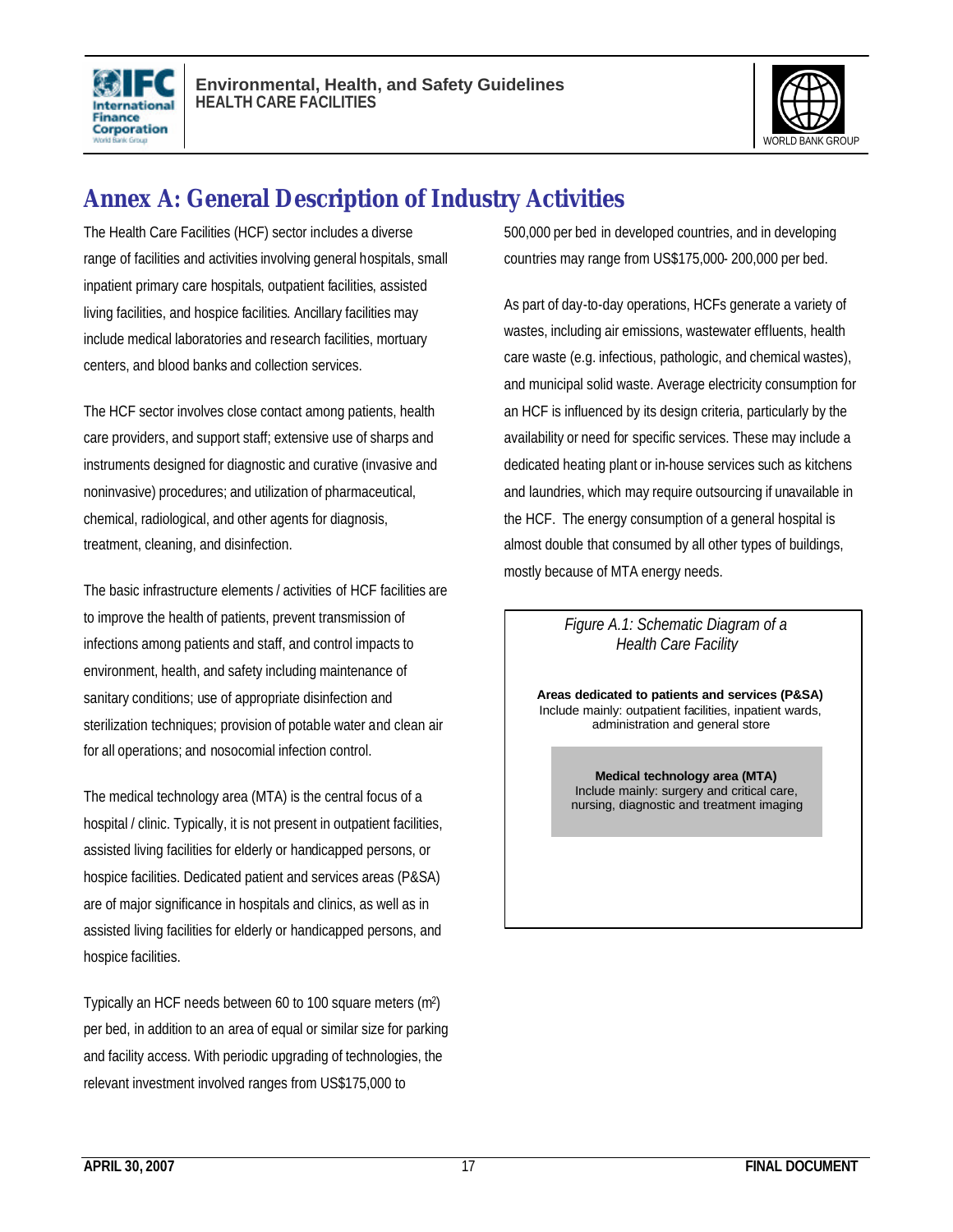# Annex A: General Description of Industry Activities

The Health Care Facilities (HCF) sector includes a diverse range of facilities and activities involving general hospitals, small inpatient primary care hospitals, outpatient facilities, assisted living facilities, and hospice facilities. Ancillary facilities may include medical laboratories and research facilities, mortuary centers, and blood banks and collection services.

The HCF sector involves close contact among patients, health care providers, and support staff; extensive use of sharps and instruments designed for diagnostic and curative (invasive and noninvasive) procedures; and utilization of pharmaceutical, chemical, radiological, and other agents for diagnosis, treatment, cleaning, and disinfection.

The basic infrastructure elements / activities of HCF facilities are to improve the health of patients, prevent transmission of infections among patients and staff, and control impacts to environment, health, and safety including maintenance of sanitary conditions; use of appropriate disinfection and sterilization techniques; provision of potable water and clean air for all operations; and nosocomial infection control.

The medical technology area (MTA) is the central focus of a hospital / clinic. Typically, it is not present in outpatient facilities, assisted living facilities for elderly or handicapped persons, or hospice facilities. Dedicated patient and services areas (P&SA) are of major significance in hospitals and clinics, as well as in assisted living facilities for elderly or handicapped persons, and hospice facilities.

Typically an HCF needs between 60 to 100 square meters ($m^2$) per bed, in addition to an area of equal or similar size for parking and facility access. With periodic upgrading of technologies, the relevant investment involved ranges from US$175,000 to 500,000 per bed in developed countries, and in developing countries may range from US$175,000- 200,000 per bed.

As part of day-to-day operations, HCFs generate a variety of wastes, including air emissions, wastewater effluents, health care waste (e.g. infectious, pathologic, and chemical wastes), and municipal solid waste. Average electricity consumption for an HCF is influenced by its design criteria, particularly by the availability or need for specific services. These may include a dedicated heating plant or in-house services such as kitchens and laundries, which may require outsourcing if unavailable in the HCF. The energy consumption of a general hospital is almost double that consumed by all other types of buildings, mostly because of MTA energy needs.

*Figure A.1: Schematic Diagram of a Health Care Facility*

**Areas dedicated to patients and services (P&SA)**
Include mainly: outpatient facilities, inpatient wards, administration and general store

**Medical technology area (MTA)**
Include mainly: surgery and critical care, nursing, diagnostic and treatment imaging